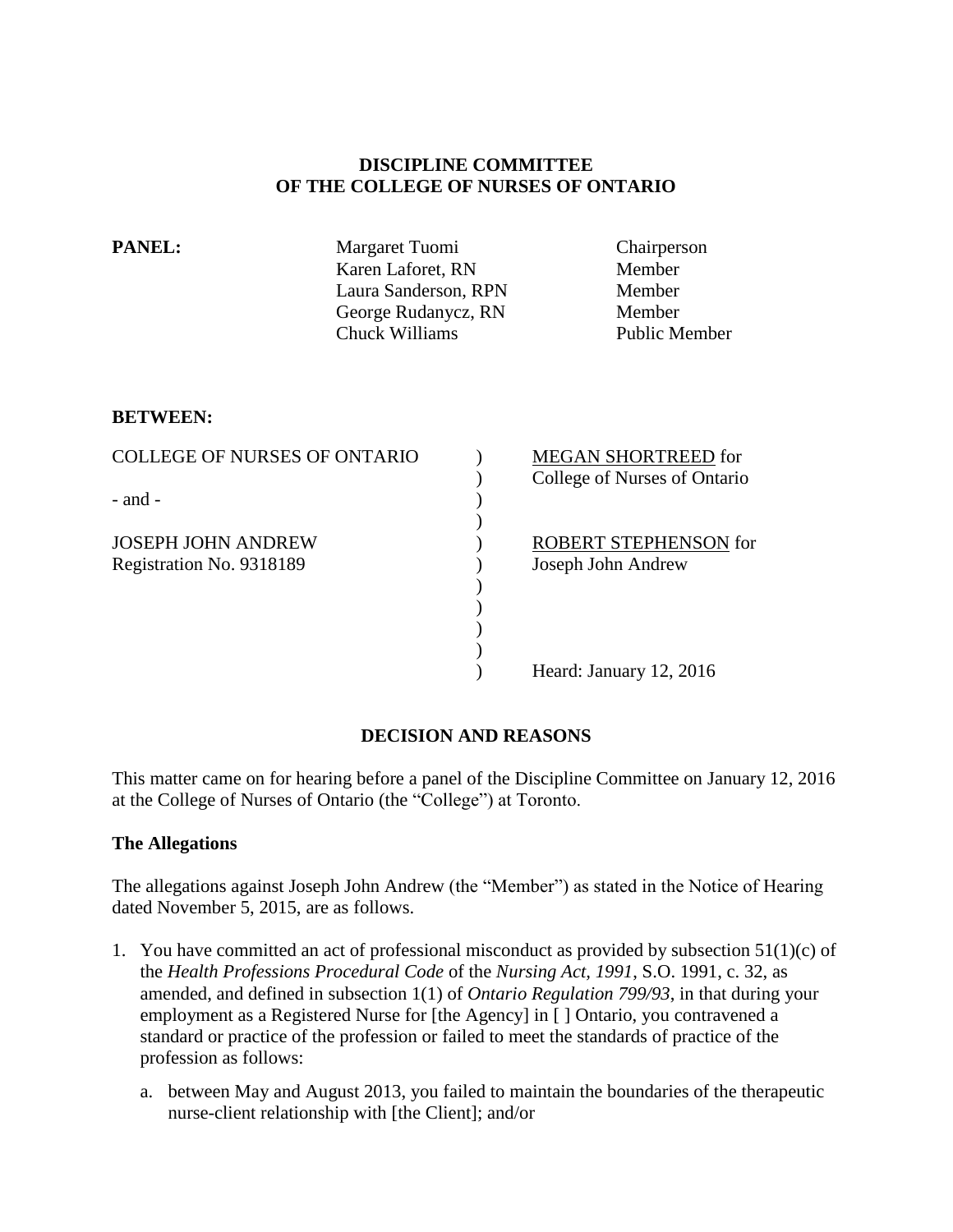**DISCIPLINE COMMITTEE**
**OF THE COLLEGE OF NURSES OF ONTARIO**

| **PANEL:** | Margaret Tuomi | Chairperson |
|---|---|---|
| | Karen Laforet, RN | Member |
| | Laura Sanderson, RPN | Member |
| | George Rudanycz, RN | Member |
| | Chuck Williams | Public Member |

**BETWEEN:**

| | | |
|---|---|---|
| COLLEGE OF NURSES OF ONTARIO | ) | MEGAN SHORTREED for College of Nurses of Ontario |
| - and - | ) | |
| JOSEPH JOHN ANDREW Registration No. 9318189 | ) | ROBERT STEPHENSON for Joseph John Andrew |
| | ) | Heard: January 12, 2016 |

**DECISION AND REASONS**

This matter came on for hearing before a panel of the Discipline Committee on January 12, 2016 at the College of Nurses of Ontario (the "College") at Toronto.

**The Allegations**

The allegations against Joseph John Andrew (the "Member") as stated in the Notice of Hearing dated November 5, 2015, are as follows.

1. You have committed an act of professional misconduct as provided by subsection 51(1)(c) of the *Health Professions Procedural Code* of the *Nursing Act, 1991*, S.O. 1991, c. 32, as amended, and defined in subsection 1(1) of *Ontario Regulation 799/93*, in that during your employment as a Registered Nurse for [the Agency] in [ ] Ontario, you contravened a standard or practice of the profession or failed to meet the standards of practice of the profession as follows:

   a. between May and August 2013, you failed to maintain the boundaries of the therapeutic nurse-client relationship with [the Client]; and/or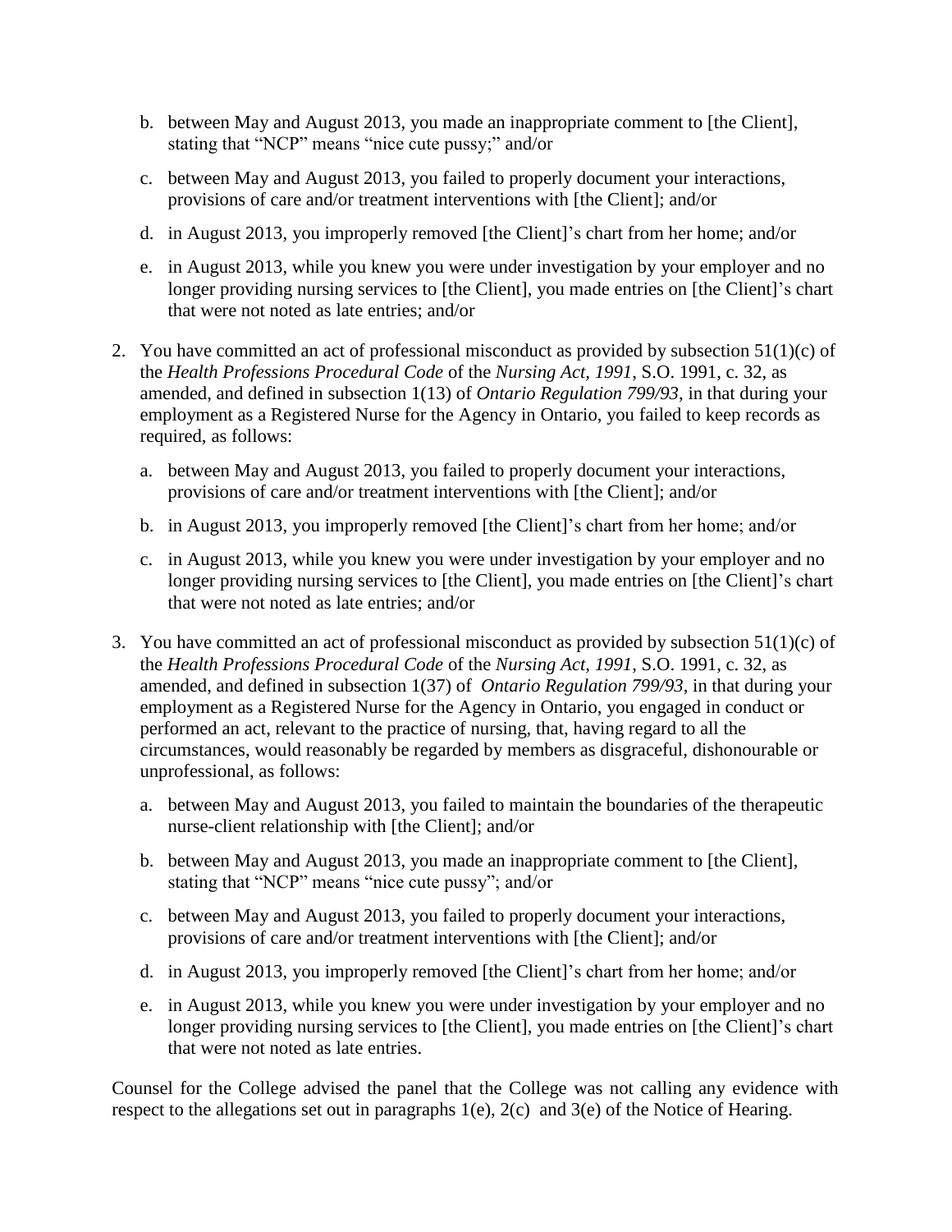b. between May and August 2013, you made an inappropriate comment to [the Client], stating that "NCP" means "nice cute pussy;" and/or

c. between May and August 2013, you failed to properly document your interactions, provisions of care and/or treatment interventions with [the Client]; and/or

d. in August 2013, you improperly removed [the Client]'s chart from her home; and/or

e. in August 2013, while you knew you were under investigation by your employer and no longer providing nursing services to [the Client], you made entries on [the Client]'s chart that were not noted as late entries; and/or

2. You have committed an act of professional misconduct as provided by subsection 51(1)(c) of the *Health Professions Procedural Code* of the *Nursing Act, 1991*, S.O. 1991, c. 32, as amended, and defined in subsection 1(13) of *Ontario Regulation 799/93*, in that during your employment as a Registered Nurse for the Agency in Ontario, you failed to keep records as required, as follows:

   a. between May and August 2013, you failed to properly document your interactions, provisions of care and/or treatment interventions with [the Client]; and/or

   b. in August 2013, you improperly removed [the Client]'s chart from her home; and/or

   c. in August 2013, while you knew you were under investigation by your employer and no longer providing nursing services to [the Client], you made entries on [the Client]'s chart that were not noted as late entries; and/or

3. You have committed an act of professional misconduct as provided by subsection 51(1)(c) of the *Health Professions Procedural Code* of the *Nursing Act, 1991*, S.O. 1991, c. 32, as amended, and defined in subsection 1(37) of *Ontario Regulation 799/93*, in that during your employment as a Registered Nurse for the Agency in Ontario, you engaged in conduct or performed an act, relevant to the practice of nursing, that, having regard to all the circumstances, would reasonably be regarded by members as disgraceful, dishonourable or unprofessional, as follows:

   a. between May and August 2013, you failed to maintain the boundaries of the therapeutic nurse-client relationship with [the Client]; and/or

   b. between May and August 2013, you made an inappropriate comment to [the Client], stating that "NCP" means "nice cute pussy"; and/or

   c. between May and August 2013, you failed to properly document your interactions, provisions of care and/or treatment interventions with [the Client]; and/or

   d. in August 2013, you improperly removed [the Client]'s chart from her home; and/or

   e. in August 2013, while you knew you were under investigation by your employer and no longer providing nursing services to [the Client], you made entries on [the Client]'s chart that were not noted as late entries.

Counsel for the College advised the panel that the College was not calling any evidence with respect to the allegations set out in paragraphs 1(e), 2(c) and 3(e) of the Notice of Hearing.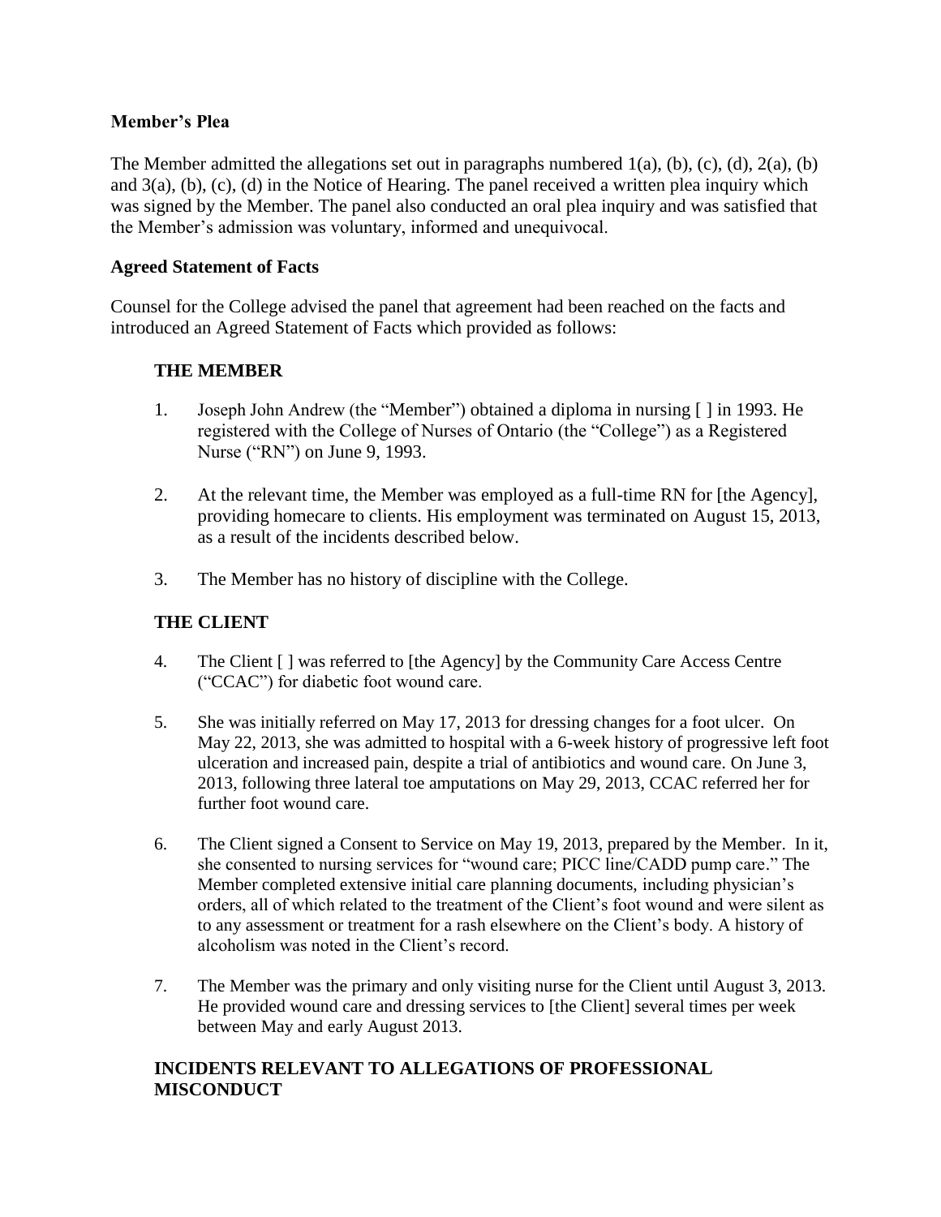**Member's Plea**

The Member admitted the allegations set out in paragraphs numbered 1(a), (b), (c), (d), 2(a), (b) and 3(a), (b), (c), (d) in the Notice of Hearing. The panel received a written plea inquiry which was signed by the Member. The panel also conducted an oral plea inquiry and was satisfied that the Member's admission was voluntary, informed and unequivocal.

**Agreed Statement of Facts**

Counsel for the College advised the panel that agreement had been reached on the facts and introduced an Agreed Statement of Facts which provided as follows:

**THE MEMBER**

1. Joseph John Andrew (the "Member") obtained a diploma in nursing [ ] in 1993. He registered with the College of Nurses of Ontario (the "College") as a Registered Nurse ("RN") on June 9, 1993.

2. At the relevant time, the Member was employed as a full-time RN for [the Agency], providing homecare to clients. His employment was terminated on August 15, 2013, as a result of the incidents described below.

3. The Member has no history of discipline with the College.

**THE CLIENT**

4. The Client [ ] was referred to [the Agency] by the Community Care Access Centre ("CCAC") for diabetic foot wound care.

5. She was initially referred on May 17, 2013 for dressing changes for a foot ulcer. On May 22, 2013, she was admitted to hospital with a 6-week history of progressive left foot ulceration and increased pain, despite a trial of antibiotics and wound care. On June 3, 2013, following three lateral toe amputations on May 29, 2013, CCAC referred her for further foot wound care.

6. The Client signed a Consent to Service on May 19, 2013, prepared by the Member. In it, she consented to nursing services for "wound care; PICC line/CADD pump care." The Member completed extensive initial care planning documents, including physician's orders, all of which related to the treatment of the Client's foot wound and were silent as to any assessment or treatment for a rash elsewhere on the Client's body. A history of alcoholism was noted in the Client's record.

7. The Member was the primary and only visiting nurse for the Client until August 3, 2013. He provided wound care and dressing services to [the Client] several times per week between May and early August 2013.

**INCIDENTS RELEVANT TO ALLEGATIONS OF PROFESSIONAL MISCONDUCT**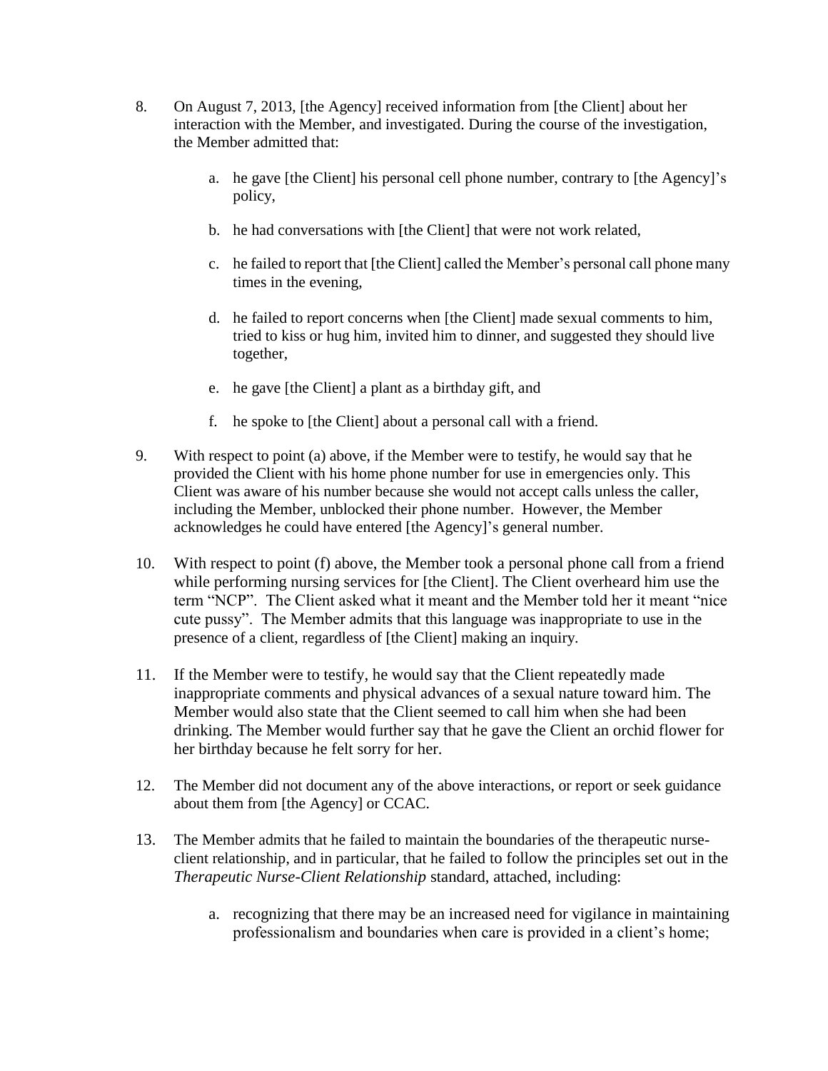8. On August 7, 2013, [the Agency] received information from [the Client] about her interaction with the Member, and investigated. During the course of the investigation, the Member admitted that:

   a. he gave [the Client] his personal cell phone number, contrary to [the Agency]'s policy,

   b. he had conversations with [the Client] that were not work related,

   c. he failed to report that [the Client] called the Member's personal call phone many times in the evening,

   d. he failed to report concerns when [the Client] made sexual comments to him, tried to kiss or hug him, invited him to dinner, and suggested they should live together,

   e. he gave [the Client] a plant as a birthday gift, and

   f. he spoke to [the Client] about a personal call with a friend.

9. With respect to point (a) above, if the Member were to testify, he would say that he provided the Client with his home phone number for use in emergencies only. This Client was aware of his number because she would not accept calls unless the caller, including the Member, unblocked their phone number. However, the Member acknowledges he could have entered [the Agency]'s general number.

10. With respect to point (f) above, the Member took a personal phone call from a friend while performing nursing services for [the Client]. The Client overheard him use the term "NCP". The Client asked what it meant and the Member told her it meant "nice cute pussy". The Member admits that this language was inappropriate to use in the presence of a client, regardless of [the Client] making an inquiry.

11. If the Member were to testify, he would say that the Client repeatedly made inappropriate comments and physical advances of a sexual nature toward him. The Member would also state that the Client seemed to call him when she had been drinking. The Member would further say that he gave the Client an orchid flower for her birthday because he felt sorry for her.

12. The Member did not document any of the above interactions, or report or seek guidance about them from [the Agency] or CCAC.

13. The Member admits that he failed to maintain the boundaries of the therapeutic nurse-client relationship, and in particular, that he failed to follow the principles set out in the *Therapeutic Nurse-Client Relationship* standard, attached, including:

   a. recognizing that there may be an increased need for vigilance in maintaining professionalism and boundaries when care is provided in a client's home;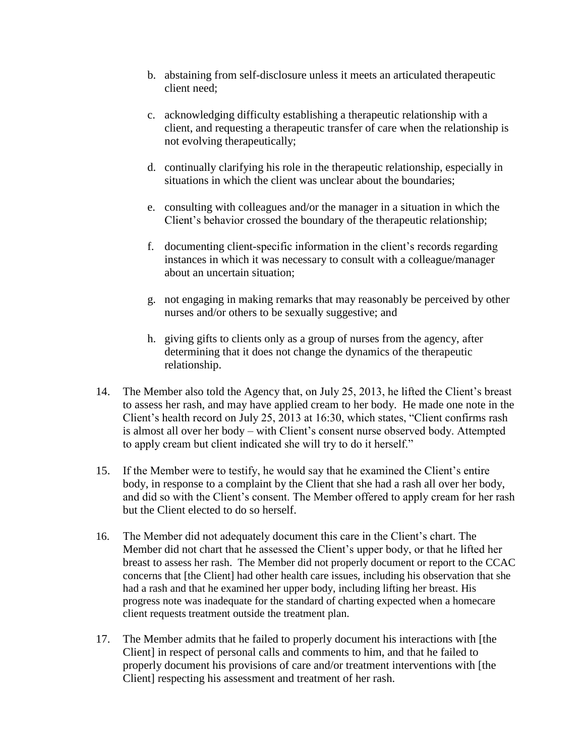b. abstaining from self-disclosure unless it meets an articulated therapeutic client need;

c. acknowledging difficulty establishing a therapeutic relationship with a client, and requesting a therapeutic transfer of care when the relationship is not evolving therapeutically;

d. continually clarifying his role in the therapeutic relationship, especially in situations in which the client was unclear about the boundaries;

e. consulting with colleagues and/or the manager in a situation in which the Client's behavior crossed the boundary of the therapeutic relationship;

f. documenting client-specific information in the client's records regarding instances in which it was necessary to consult with a colleague/manager about an uncertain situation;

g. not engaging in making remarks that may reasonably be perceived by other nurses and/or others to be sexually suggestive; and

h. giving gifts to clients only as a group of nurses from the agency, after determining that it does not change the dynamics of the therapeutic relationship.

14. The Member also told the Agency that, on July 25, 2013, he lifted the Client's breast to assess her rash, and may have applied cream to her body. He made one note in the Client's health record on July 25, 2013 at 16:30, which states, "Client confirms rash is almost all over her body – with Client's consent nurse observed body. Attempted to apply cream but client indicated she will try to do it herself."

15. If the Member were to testify, he would say that he examined the Client's entire body, in response to a complaint by the Client that she had a rash all over her body, and did so with the Client's consent. The Member offered to apply cream for her rash but the Client elected to do so herself.

16. The Member did not adequately document this care in the Client's chart. The Member did not chart that he assessed the Client's upper body, or that he lifted her breast to assess her rash. The Member did not properly document or report to the CCAC concerns that [the Client] had other health care issues, including his observation that she had a rash and that he examined her upper body, including lifting her breast. His progress note was inadequate for the standard of charting expected when a homecare client requests treatment outside the treatment plan.

17. The Member admits that he failed to properly document his interactions with [the Client] in respect of personal calls and comments to him, and that he failed to properly document his provisions of care and/or treatment interventions with [the Client] respecting his assessment and treatment of her rash.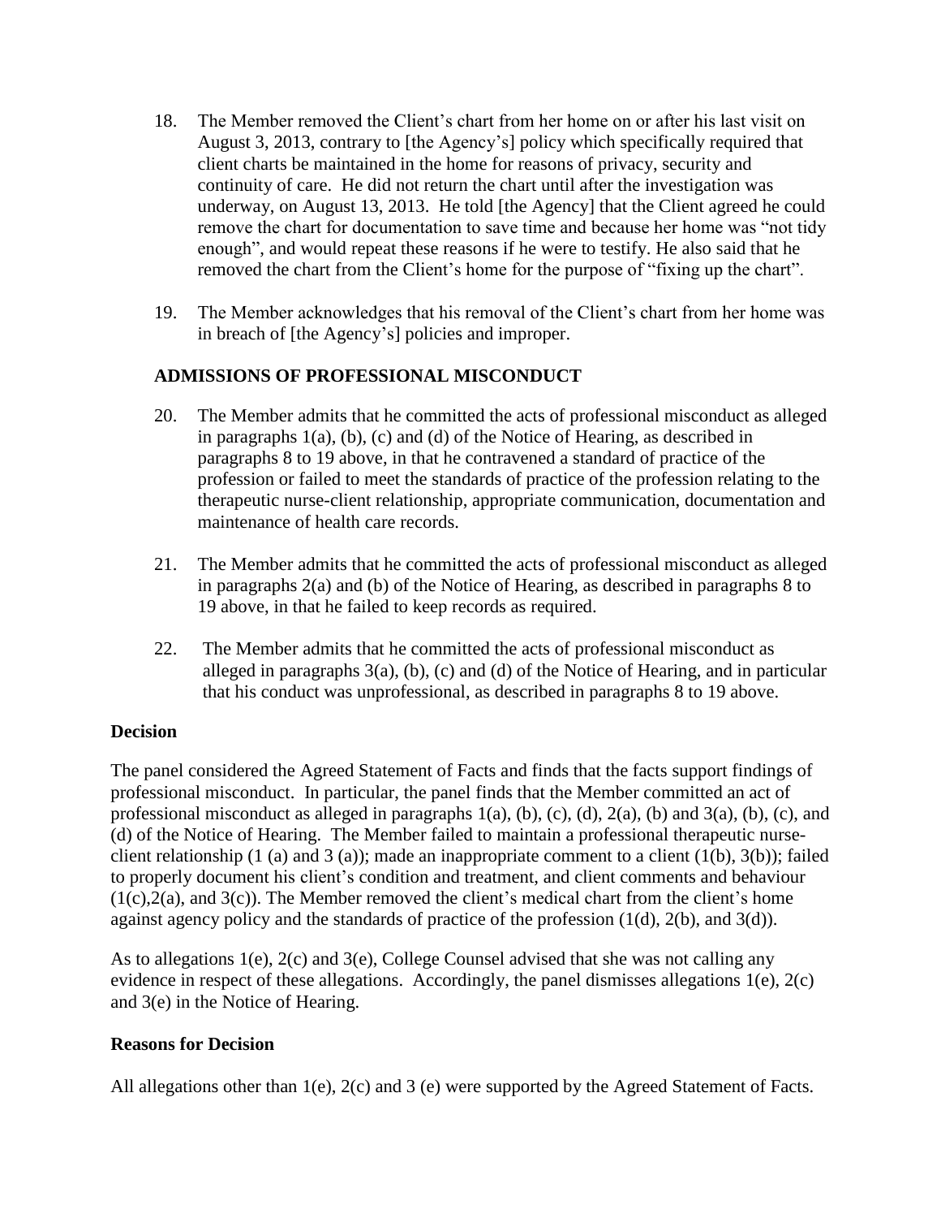18. The Member removed the Client's chart from her home on or after his last visit on August 3, 2013, contrary to [the Agency's] policy which specifically required that client charts be maintained in the home for reasons of privacy, security and continuity of care. He did not return the chart until after the investigation was underway, on August 13, 2013. He told [the Agency] that the Client agreed he could remove the chart for documentation to save time and because her home was "not tidy enough", and would repeat these reasons if he were to testify. He also said that he removed the chart from the Client's home for the purpose of "fixing up the chart".

19. The Member acknowledges that his removal of the Client's chart from her home was in breach of [the Agency's] policies and improper.

### ADMISSIONS OF PROFESSIONAL MISCONDUCT

20. The Member admits that he committed the acts of professional misconduct as alleged in paragraphs 1(a), (b), (c) and (d) of the Notice of Hearing, as described in paragraphs 8 to 19 above, in that he contravened a standard of practice of the profession or failed to meet the standards of practice of the profession relating to the therapeutic nurse-client relationship, appropriate communication, documentation and maintenance of health care records.

21. The Member admits that he committed the acts of professional misconduct as alleged in paragraphs 2(a) and (b) of the Notice of Hearing, as described in paragraphs 8 to 19 above, in that he failed to keep records as required.

22. The Member admits that he committed the acts of professional misconduct as alleged in paragraphs 3(a), (b), (c) and (d) of the Notice of Hearing, and in particular that his conduct was unprofessional, as described in paragraphs 8 to 19 above.

### Decision

The panel considered the Agreed Statement of Facts and finds that the facts support findings of professional misconduct. In particular, the panel finds that the Member committed an act of professional misconduct as alleged in paragraphs 1(a), (b), (c), (d), 2(a), (b) and 3(a), (b), (c), and (d) of the Notice of Hearing. The Member failed to maintain a professional therapeutic nurse-client relationship (1 (a) and 3 (a)); made an inappropriate comment to a client (1(b), 3(b)); failed to properly document his client's condition and treatment, and client comments and behaviour (1(c),2(a), and 3(c)). The Member removed the client's medical chart from the client's home against agency policy and the standards of practice of the profession (1(d), 2(b), and 3(d)).

As to allegations 1(e), 2(c) and 3(e), College Counsel advised that she was not calling any evidence in respect of these allegations. Accordingly, the panel dismisses allegations 1(e), 2(c) and 3(e) in the Notice of Hearing.

### Reasons for Decision

All allegations other than 1(e), 2(c) and 3 (e) were supported by the Agreed Statement of Facts.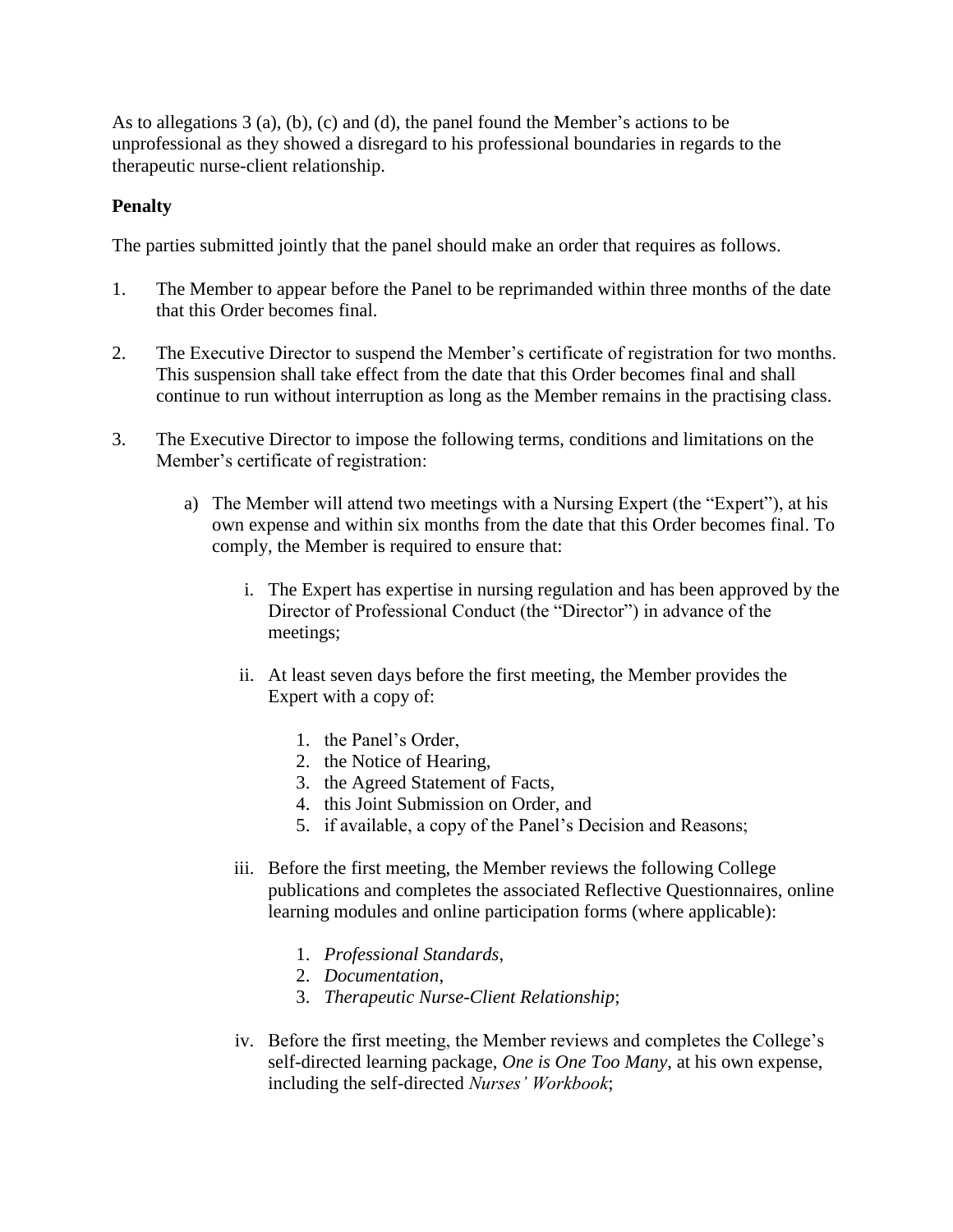As to allegations 3 (a), (b), (c) and (d), the panel found the Member's actions to be unprofessional as they showed a disregard to his professional boundaries in regards to the therapeutic nurse-client relationship.

**Penalty**

The parties submitted jointly that the panel should make an order that requires as follows.

1. The Member to appear before the Panel to be reprimanded within three months of the date that this Order becomes final.

2. The Executive Director to suspend the Member's certificate of registration for two months. This suspension shall take effect from the date that this Order becomes final and shall continue to run without interruption as long as the Member remains in the practising class.

3. The Executive Director to impose the following terms, conditions and limitations on the Member's certificate of registration:

   a) The Member will attend two meetings with a Nursing Expert (the "Expert"), at his own expense and within six months from the date that this Order becomes final. To comply, the Member is required to ensure that:

      i. The Expert has expertise in nursing regulation and has been approved by the Director of Professional Conduct (the "Director") in advance of the meetings;

      ii. At least seven days before the first meeting, the Member provides the Expert with a copy of:

         1. the Panel's Order,
         2. the Notice of Hearing,
         3. the Agreed Statement of Facts,
         4. this Joint Submission on Order, and
         5. if available, a copy of the Panel's Decision and Reasons;

      iii. Before the first meeting, the Member reviews the following College publications and completes the associated Reflective Questionnaires, online learning modules and online participation forms (where applicable):

         1. *Professional Standards*,
         2. *Documentation*,
         3. *Therapeutic Nurse-Client Relationship*;

      iv. Before the first meeting, the Member reviews and completes the College's self-directed learning package, *One is One Too Many*, at his own expense, including the self-directed *Nurses' Workbook*;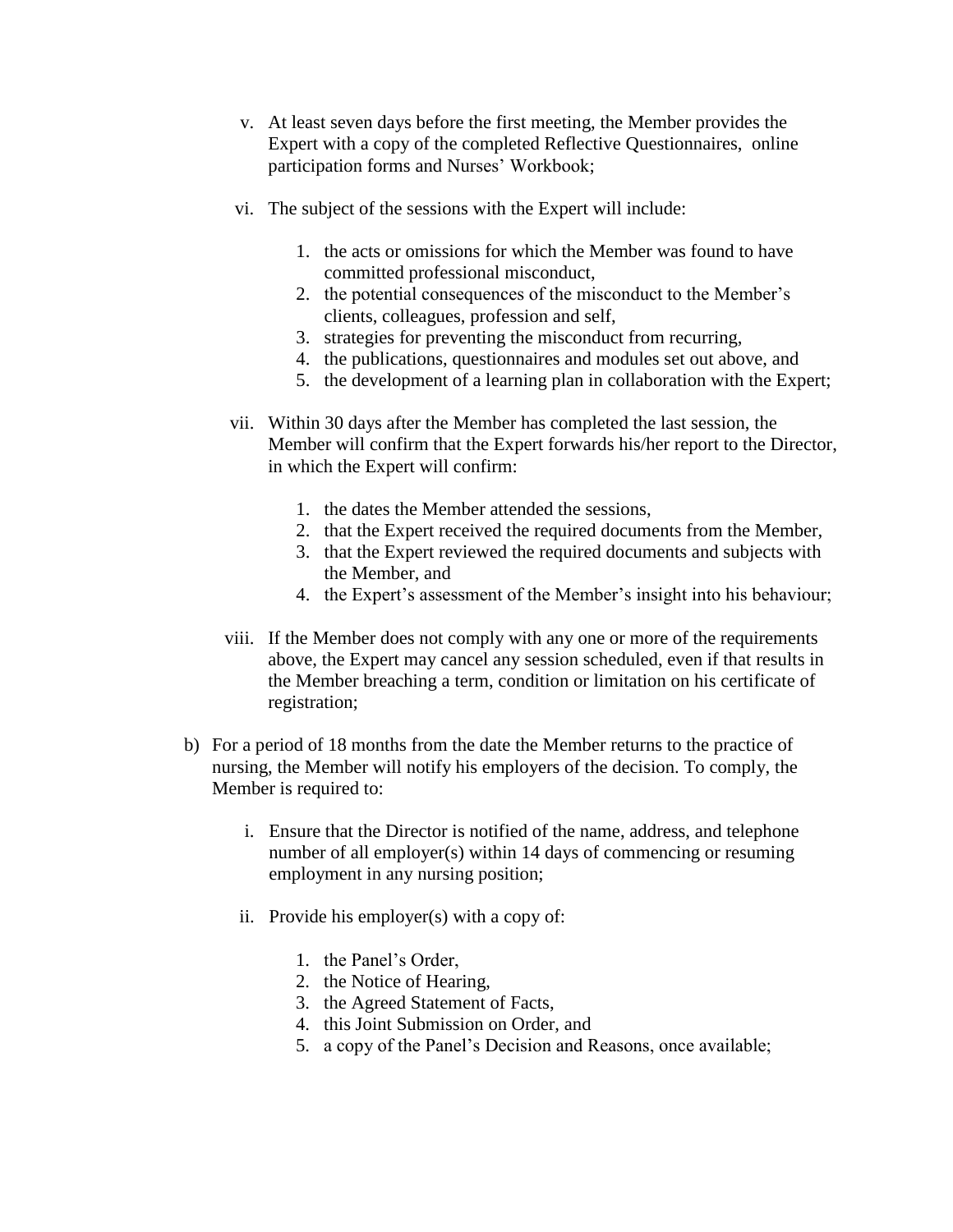v. At least seven days before the first meeting, the Member provides the Expert with a copy of the completed Reflective Questionnaires, online participation forms and Nurses' Workbook;

vi. The subject of the sessions with the Expert will include:

   1. the acts or omissions for which the Member was found to have committed professional misconduct,
   2. the potential consequences of the misconduct to the Member's clients, colleagues, profession and self,
   3. strategies for preventing the misconduct from recurring,
   4. the publications, questionnaires and modules set out above, and
   5. the development of a learning plan in collaboration with the Expert;

vii. Within 30 days after the Member has completed the last session, the Member will confirm that the Expert forwards his/her report to the Director, in which the Expert will confirm:

   1. the dates the Member attended the sessions,
   2. that the Expert received the required documents from the Member,
   3. that the Expert reviewed the required documents and subjects with the Member, and
   4. the Expert's assessment of the Member's insight into his behaviour;

viii. If the Member does not comply with any one or more of the requirements above, the Expert may cancel any session scheduled, even if that results in the Member breaching a term, condition or limitation on his certificate of registration;

b) For a period of 18 months from the date the Member returns to the practice of nursing, the Member will notify his employers of the decision. To comply, the Member is required to:

   i. Ensure that the Director is notified of the name, address, and telephone number of all employer(s) within 14 days of commencing or resuming employment in any nursing position;

   ii. Provide his employer(s) with a copy of:

      1. the Panel's Order,
      2. the Notice of Hearing,
      3. the Agreed Statement of Facts,
      4. this Joint Submission on Order, and
      5. a copy of the Panel's Decision and Reasons, once available;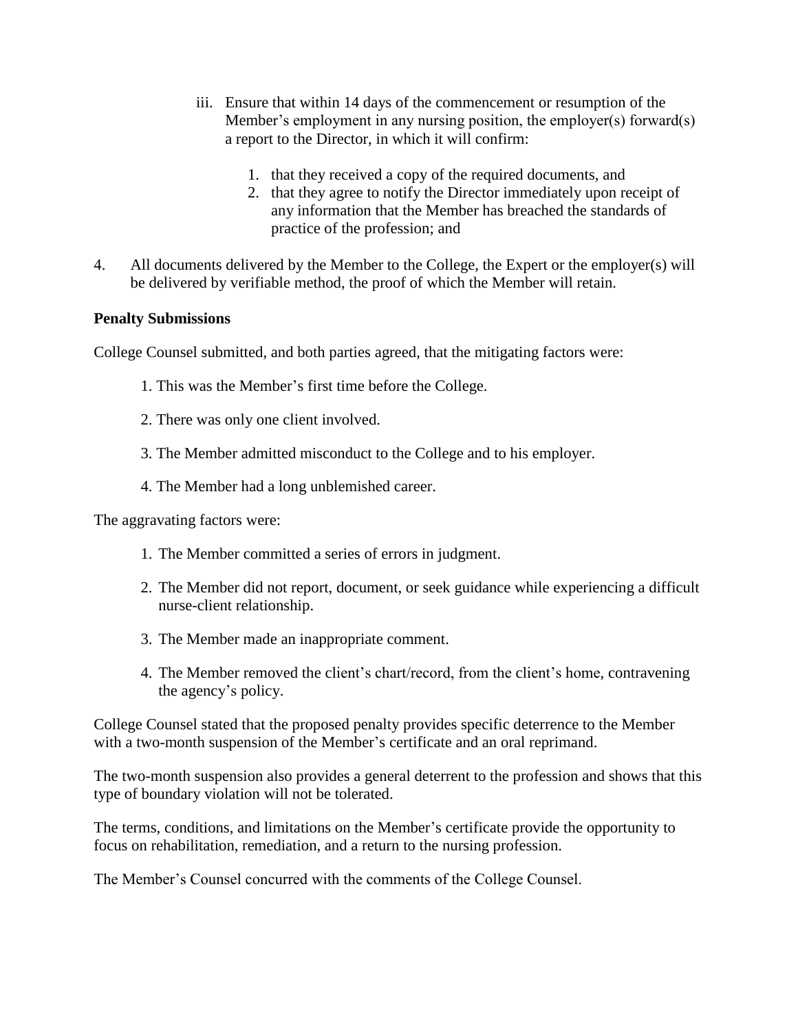iii. Ensure that within 14 days of the commencement or resumption of the Member's employment in any nursing position, the employer(s) forward(s) a report to the Director, in which it will confirm:

1. that they received a copy of the required documents, and
2. that they agree to notify the Director immediately upon receipt of any information that the Member has breached the standards of practice of the profession; and

4. All documents delivered by the Member to the College, the Expert or the employer(s) will be delivered by verifiable method, the proof of which the Member will retain.

**Penalty Submissions**

College Counsel submitted, and both parties agreed, that the mitigating factors were:

1. This was the Member's first time before the College.
2. There was only one client involved.
3. The Member admitted misconduct to the College and to his employer.
4. The Member had a long unblemished career.

The aggravating factors were:

1. The Member committed a series of errors in judgment.
2. The Member did not report, document, or seek guidance while experiencing a difficult nurse-client relationship.
3. The Member made an inappropriate comment.
4. The Member removed the client's chart/record, from the client's home, contravening the agency's policy.

College Counsel stated that the proposed penalty provides specific deterrence to the Member with a two-month suspension of the Member's certificate and an oral reprimand.

The two-month suspension also provides a general deterrent to the profession and shows that this type of boundary violation will not be tolerated.

The terms, conditions, and limitations on the Member's certificate provide the opportunity to focus on rehabilitation, remediation, and a return to the nursing profession.

The Member's Counsel concurred with the comments of the College Counsel.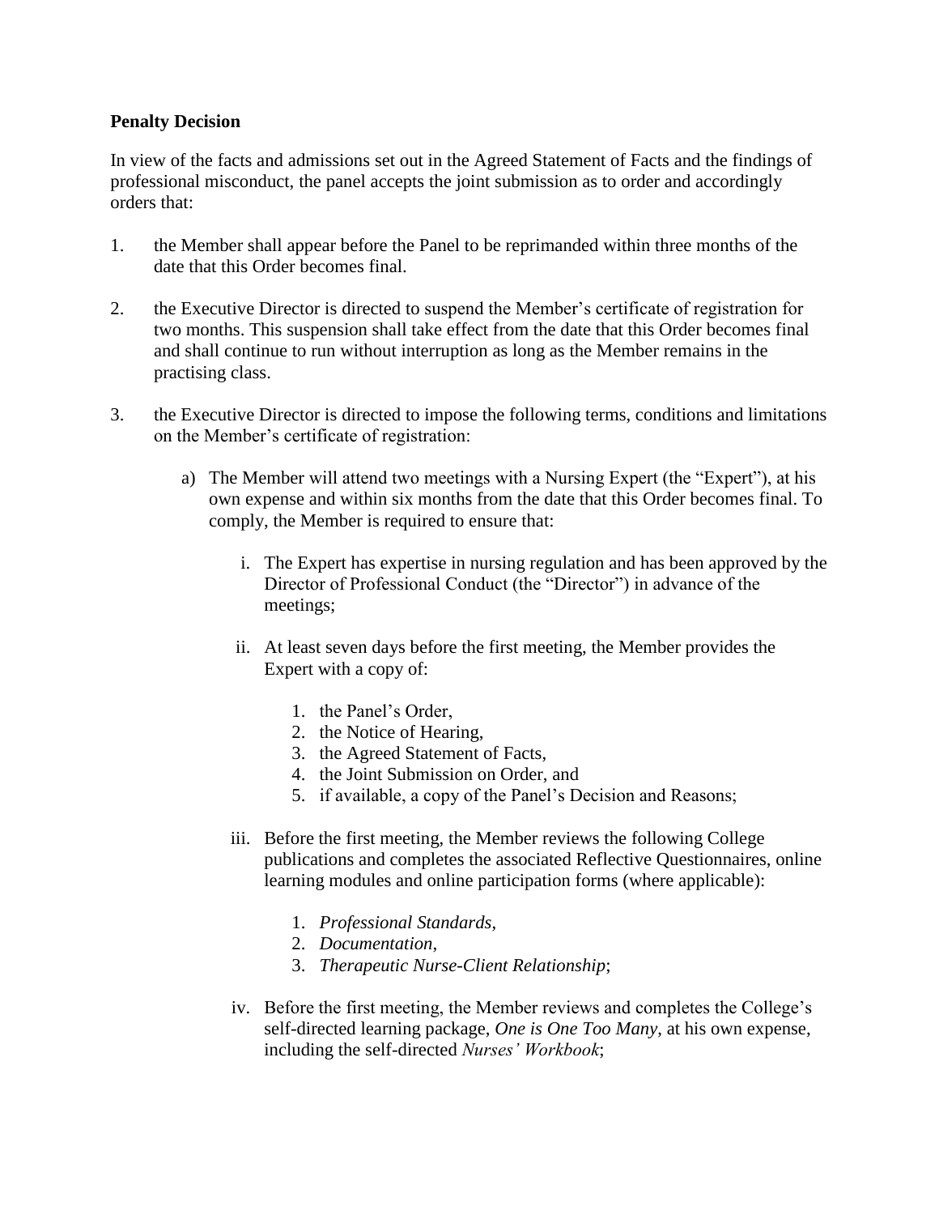**Penalty Decision**

In view of the facts and admissions set out in the Agreed Statement of Facts and the findings of professional misconduct, the panel accepts the joint submission as to order and accordingly orders that:

1. the Member shall appear before the Panel to be reprimanded within three months of the date that this Order becomes final.

2. the Executive Director is directed to suspend the Member's certificate of registration for two months. This suspension shall take effect from the date that this Order becomes final and shall continue to run without interruption as long as the Member remains in the practising class.

3. the Executive Director is directed to impose the following terms, conditions and limitations on the Member's certificate of registration:

   a) The Member will attend two meetings with a Nursing Expert (the "Expert"), at his own expense and within six months from the date that this Order becomes final. To comply, the Member is required to ensure that:

      i. The Expert has expertise in nursing regulation and has been approved by the Director of Professional Conduct (the "Director") in advance of the meetings;

      ii. At least seven days before the first meeting, the Member provides the Expert with a copy of:

         1. the Panel's Order,
         2. the Notice of Hearing,
         3. the Agreed Statement of Facts,
         4. the Joint Submission on Order, and
         5. if available, a copy of the Panel's Decision and Reasons;

      iii. Before the first meeting, the Member reviews the following College publications and completes the associated Reflective Questionnaires, online learning modules and online participation forms (where applicable):

         1. *Professional Standards*,
         2. *Documentation*,
         3. *Therapeutic Nurse-Client Relationship*;

      iv. Before the first meeting, the Member reviews and completes the College's self-directed learning package, *One is One Too Many*, at his own expense, including the self-directed *Nurses' Workbook*;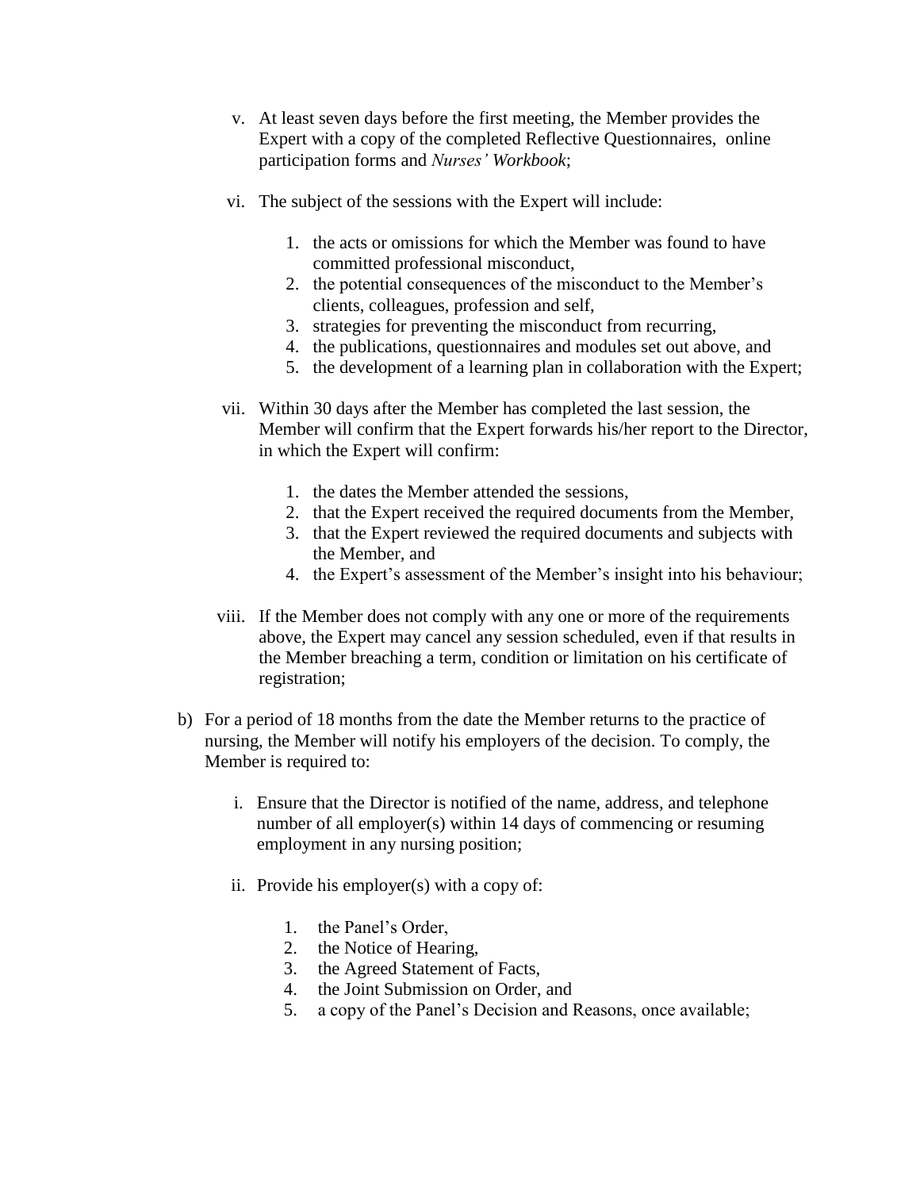v. At least seven days before the first meeting, the Member provides the Expert with a copy of the completed Reflective Questionnaires, online participation forms and *Nurses' Workbook*;

vi. The subject of the sessions with the Expert will include:

   1. the acts or omissions for which the Member was found to have committed professional misconduct,
   2. the potential consequences of the misconduct to the Member's clients, colleagues, profession and self,
   3. strategies for preventing the misconduct from recurring,
   4. the publications, questionnaires and modules set out above, and
   5. the development of a learning plan in collaboration with the Expert;

vii. Within 30 days after the Member has completed the last session, the Member will confirm that the Expert forwards his/her report to the Director, in which the Expert will confirm:

   1. the dates the Member attended the sessions,
   2. that the Expert received the required documents from the Member,
   3. that the Expert reviewed the required documents and subjects with the Member, and
   4. the Expert's assessment of the Member's insight into his behaviour;

viii. If the Member does not comply with any one or more of the requirements above, the Expert may cancel any session scheduled, even if that results in the Member breaching a term, condition or limitation on his certificate of registration;

b) For a period of 18 months from the date the Member returns to the practice of nursing, the Member will notify his employers of the decision. To comply, the Member is required to:

   i. Ensure that the Director is notified of the name, address, and telephone number of all employer(s) within 14 days of commencing or resuming employment in any nursing position;

   ii. Provide his employer(s) with a copy of:

      1. the Panel's Order,
      2. the Notice of Hearing,
      3. the Agreed Statement of Facts,
      4. the Joint Submission on Order, and
      5. a copy of the Panel's Decision and Reasons, once available;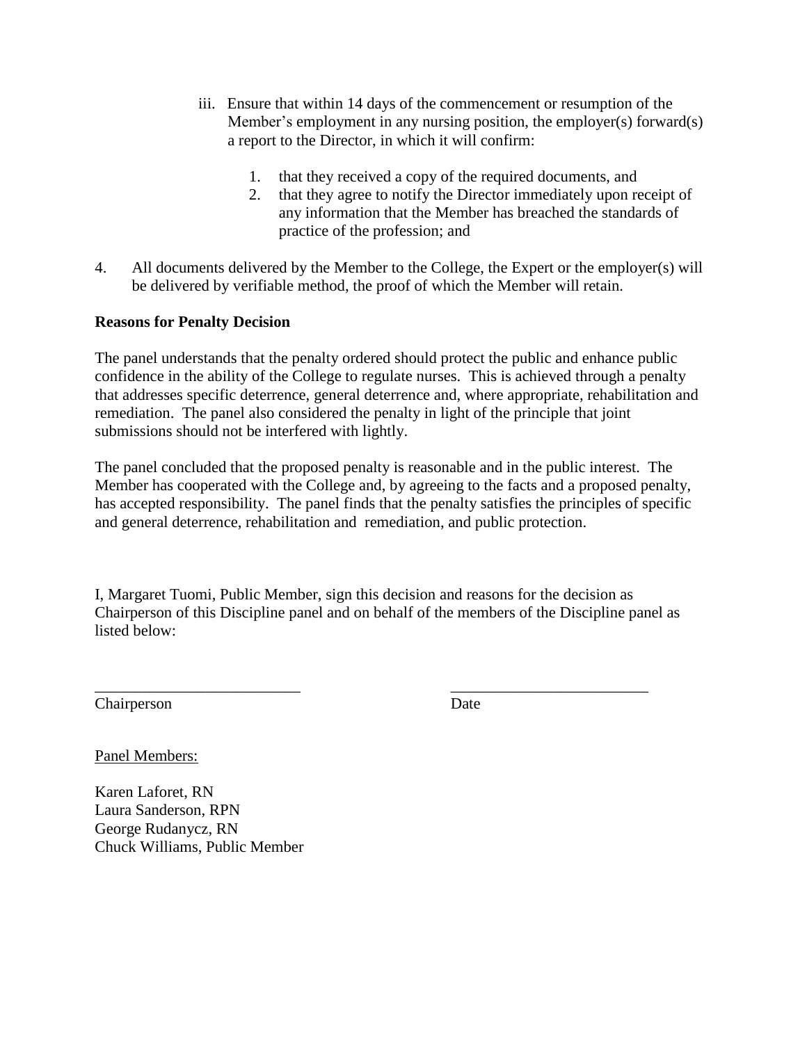iii. Ensure that within 14 days of the commencement or resumption of the Member's employment in any nursing position, the employer(s) forward(s) a report to the Director, in which it will confirm:

    1. that they received a copy of the required documents, and
    2. that they agree to notify the Director immediately upon receipt of any information that the Member has breached the standards of practice of the profession; and

4. All documents delivered by the Member to the College, the Expert or the employer(s) will be delivered by verifiable method, the proof of which the Member will retain.

**Reasons for Penalty Decision**

The panel understands that the penalty ordered should protect the public and enhance public confidence in the ability of the College to regulate nurses. This is achieved through a penalty that addresses specific deterrence, general deterrence and, where appropriate, rehabilitation and remediation. The panel also considered the penalty in light of the principle that joint submissions should not be interfered with lightly.

The panel concluded that the proposed penalty is reasonable and in the public interest. The Member has cooperated with the College and, by agreeing to the facts and a proposed penalty, has accepted responsibility. The panel finds that the penalty satisfies the principles of specific and general deterrence, rehabilitation and remediation, and public protection.

I, Margaret Tuomi, Public Member, sign this decision and reasons for the decision as Chairperson of this Discipline panel and on behalf of the members of the Discipline panel as listed below:

\_\_\_\_\_\_\_\_\_\_\_\_\_\_\_\_\_\_\_\_\_\_\_\_\_\_ \_\_\_\_\_\_\_\_\_\_\_\_\_\_\_\_\_\_\_\_\_\_\_\_\_\_

Chairperson Date

Panel Members:

Karen Laforet, RN
Laura Sanderson, RPN
George Rudanycz, RN
Chuck Williams, Public Member